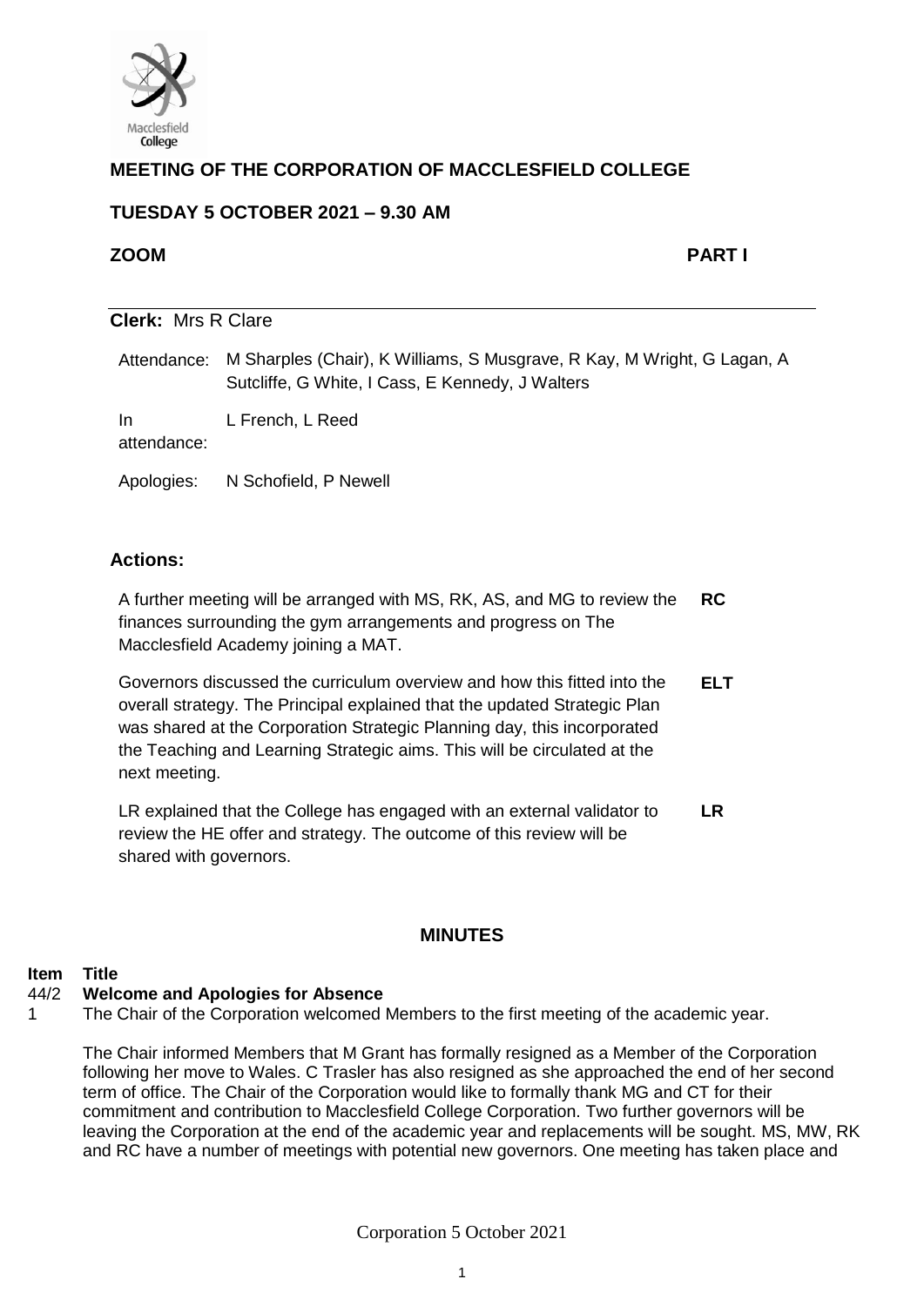## MEETING OF THE CORPORATION OF MACCLESFIELD COLLEGE

## TUESDAY 5 OCTOBER 2021 – 9.30 AM

**ZOOM** **PART I**

**Clerk:** Mrs R Clare

| | |
|---|---|
| Attendance: | M Sharples (Chair), K Williams, S Musgrave, R Kay, M Wright, G Lagan, A Sutcliffe, G White, I Cass, E Kennedy, J Walters |
| In attendance: | L French, L Reed |
| Apologies: | N Schofield, P Newell |

### Actions:

| | |
|---|---|
| A further meeting will be arranged with MS, RK, AS, and MG to review the finances surrounding the gym arrangements and progress on The Macclesfield Academy joining a MAT. | **RC** |
| Governors discussed the curriculum overview and how this fitted into the overall strategy. The Principal explained that the updated Strategic Plan was shared at the Corporation Strategic Planning day, this incorporated the Teaching and Learning Strategic aims. This will be circulated at the next meeting. | **ELT** |
| LR explained that the College has engaged with an external validator to review the HE offer and strategy. The outcome of this review will be shared with governors. | **LR** |

### MINUTES

**Item Title**

**44/2 Welcome and Apologies for Absence**

1 The Chair of the Corporation welcomed Members to the first meeting of the academic year.

The Chair informed Members that M Grant has formally resigned as a Member of the Corporation following her move to Wales. C Trasler has also resigned as she approached the end of her second term of office. The Chair of the Corporation would like to formally thank MG and CT for their commitment and contribution to Macclesfield College Corporation. Two further governors will be leaving the Corporation at the end of the academic year and replacements will be sought. MS, MW, RK and RC have a number of meetings with potential new governors. One meeting has taken place and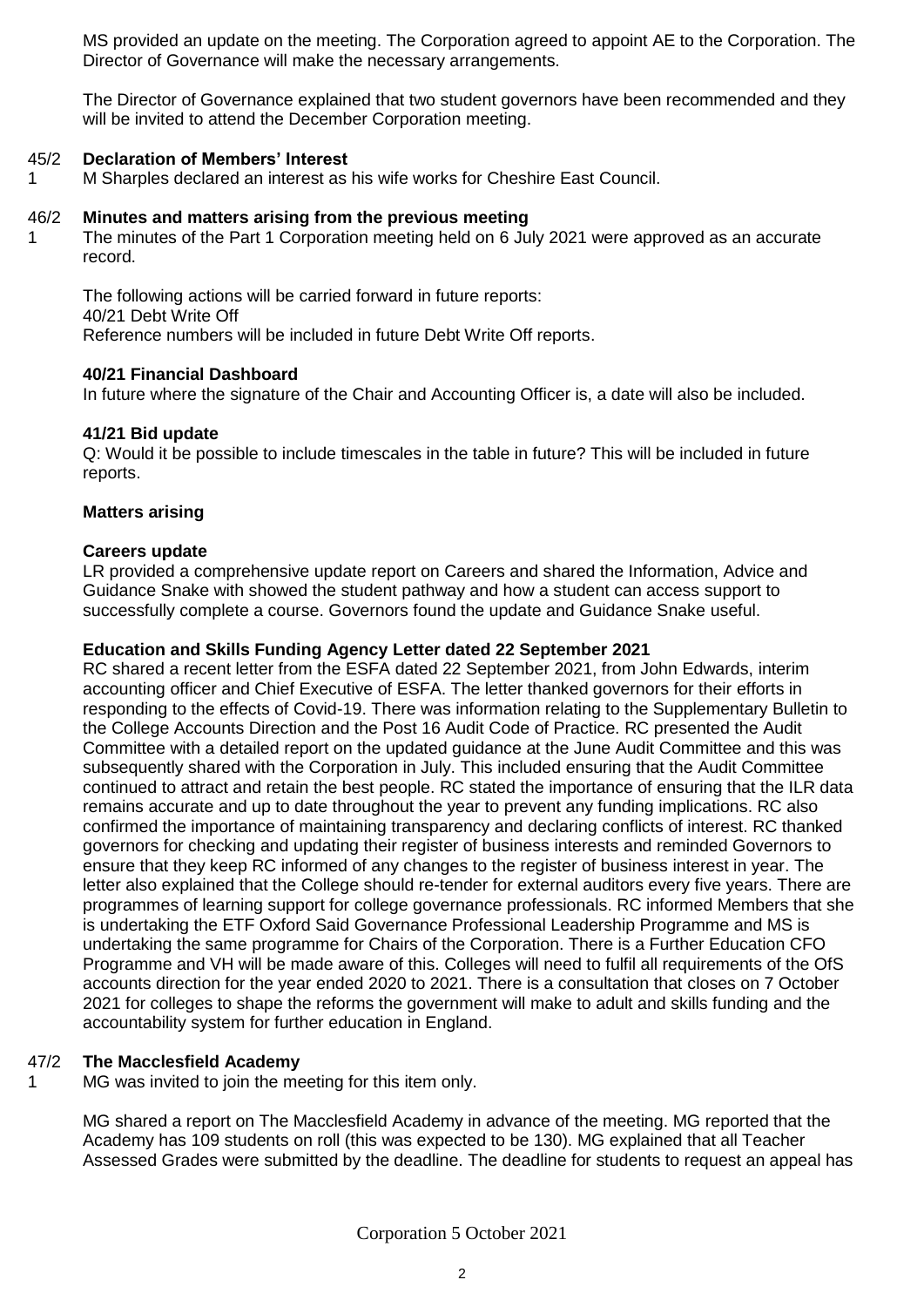MS provided an update on the meeting. The Corporation agreed to appoint AE to the Corporation. The Director of Governance will make the necessary arrangements.

The Director of Governance explained that two student governors have been recommended and they will be invited to attend the December Corporation meeting.

**45/21 Declaration of Members' Interest**

M Sharples declared an interest as his wife works for Cheshire East Council.

**46/21 Minutes and matters arising from the previous meeting**

The minutes of the Part 1 Corporation meeting held on 6 July 2021 were approved as an accurate record.

The following actions will be carried forward in future reports:
40/21 Debt Write Off
Reference numbers will be included in future Debt Write Off reports.

**40/21 Financial Dashboard**

In future where the signature of the Chair and Accounting Officer is, a date will also be included.

**41/21 Bid update**

Q: Would it be possible to include timescales in the table in future? This will be included in future reports.

**Matters arising**

**Careers update**

LR provided a comprehensive update report on Careers and shared the Information, Advice and Guidance Snake with showed the student pathway and how a student can access support to successfully complete a course. Governors found the update and Guidance Snake useful.

**Education and Skills Funding Agency Letter dated 22 September 2021**

RC shared a recent letter from the ESFA dated 22 September 2021, from John Edwards, interim accounting officer and Chief Executive of ESFA. The letter thanked governors for their efforts in responding to the effects of Covid-19. There was information relating to the Supplementary Bulletin to the College Accounts Direction and the Post 16 Audit Code of Practice. RC presented the Audit Committee with a detailed report on the updated guidance at the June Audit Committee and this was subsequently shared with the Corporation in July. This included ensuring that the Audit Committee continued to attract and retain the best people. RC stated the importance of ensuring that the ILR data remains accurate and up to date throughout the year to prevent any funding implications. RC also confirmed the importance of maintaining transparency and declaring conflicts of interest. RC thanked governors for checking and updating their register of business interests and reminded Governors to ensure that they keep RC informed of any changes to the register of business interest in year. The letter also explained that the College should re-tender for external auditors every five years. There are programmes of learning support for college governance professionals. RC informed Members that she is undertaking the ETF Oxford Said Governance Professional Leadership Programme and MS is undertaking the same programme for Chairs of the Corporation. There is a Further Education CFO Programme and VH will be made aware of this. Colleges will need to fulfil all requirements of the OfS accounts direction for the year ended 2020 to 2021. There is a consultation that closes on 7 October 2021 for colleges to shape the reforms the government will make to adult and skills funding and the accountability system for further education in England.

**47/21 The Macclesfield Academy**

MG was invited to join the meeting for this item only.

MG shared a report on The Macclesfield Academy in advance of the meeting. MG reported that the Academy has 109 students on roll (this was expected to be 130). MG explained that all Teacher Assessed Grades were submitted by the deadline. The deadline for students to request an appeal has

Corporation 5 October 2021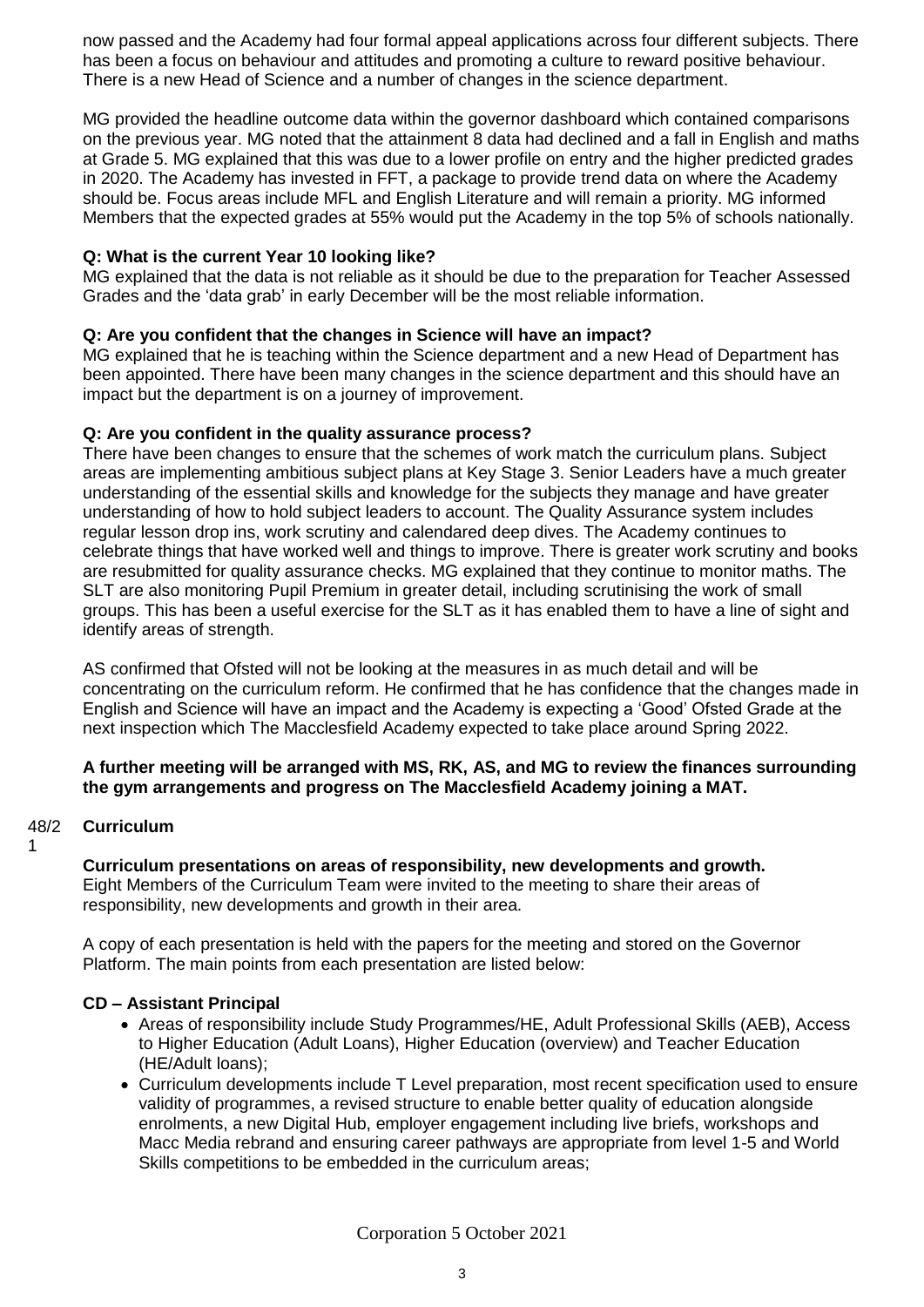now passed and the Academy had four formal appeal applications across four different subjects. There has been a focus on behaviour and attitudes and promoting a culture to reward positive behaviour. There is a new Head of Science and a number of changes in the science department.

MG provided the headline outcome data within the governor dashboard which contained comparisons on the previous year. MG noted that the attainment 8 data had declined and a fall in English and maths at Grade 5. MG explained that this was due to a lower profile on entry and the higher predicted grades in 2020. The Academy has invested in FFT, a package to provide trend data on where the Academy should be. Focus areas include MFL and English Literature and will remain a priority. MG informed Members that the expected grades at 55% would put the Academy in the top 5% of schools nationally.

**Q: What is the current Year 10 looking like?**
MG explained that the data is not reliable as it should be due to the preparation for Teacher Assessed Grades and the 'data grab' in early December will be the most reliable information.

**Q: Are you confident that the changes in Science will have an impact?**
MG explained that he is teaching within the Science department and a new Head of Department has been appointed. There have been many changes in the science department and this should have an impact but the department is on a journey of improvement.

**Q: Are you confident in the quality assurance process?**
There have been changes to ensure that the schemes of work match the curriculum plans. Subject areas are implementing ambitious subject plans at Key Stage 3. Senior Leaders have a much greater understanding of the essential skills and knowledge for the subjects they manage and have greater understanding of how to hold subject leaders to account. The Quality Assurance system includes regular lesson drop ins, work scrutiny and calendared deep dives. The Academy continues to celebrate things that have worked well and things to improve. There is greater work scrutiny and books are resubmitted for quality assurance checks. MG explained that they continue to monitor maths. The SLT are also monitoring Pupil Premium in greater detail, including scrutinising the work of small groups. This has been a useful exercise for the SLT as it has enabled them to have a line of sight and identify areas of strength.

AS confirmed that Ofsted will not be looking at the measures in as much detail and will be concentrating on the curriculum reform. He confirmed that he has confidence that the changes made in English and Science will have an impact and the Academy is expecting a 'Good' Ofsted Grade at the next inspection which The Macclesfield Academy expected to take place around Spring 2022.

**A further meeting will be arranged with MS, RK, AS, and MG to review the finances surrounding the gym arrangements and progress on The Macclesfield Academy joining a MAT.**

48/21 **Curriculum**

**Curriculum presentations on areas of responsibility, new developments and growth.**
Eight Members of the Curriculum Team were invited to the meeting to share their areas of responsibility, new developments and growth in their area.

A copy of each presentation is held with the papers for the meeting and stored on the Governor Platform. The main points from each presentation are listed below:

**CD – Assistant Principal**

- Areas of responsibility include Study Programmes/HE, Adult Professional Skills (AEB), Access to Higher Education (Adult Loans), Higher Education (overview) and Teacher Education (HE/Adult loans);
- Curriculum developments include T Level preparation, most recent specification used to ensure validity of programmes, a revised structure to enable better quality of education alongside enrolments, a new Digital Hub, employer engagement including live briefs, workshops and Macc Media rebrand and ensuring career pathways are appropriate from level 1-5 and World Skills competitions to be embedded in the curriculum areas;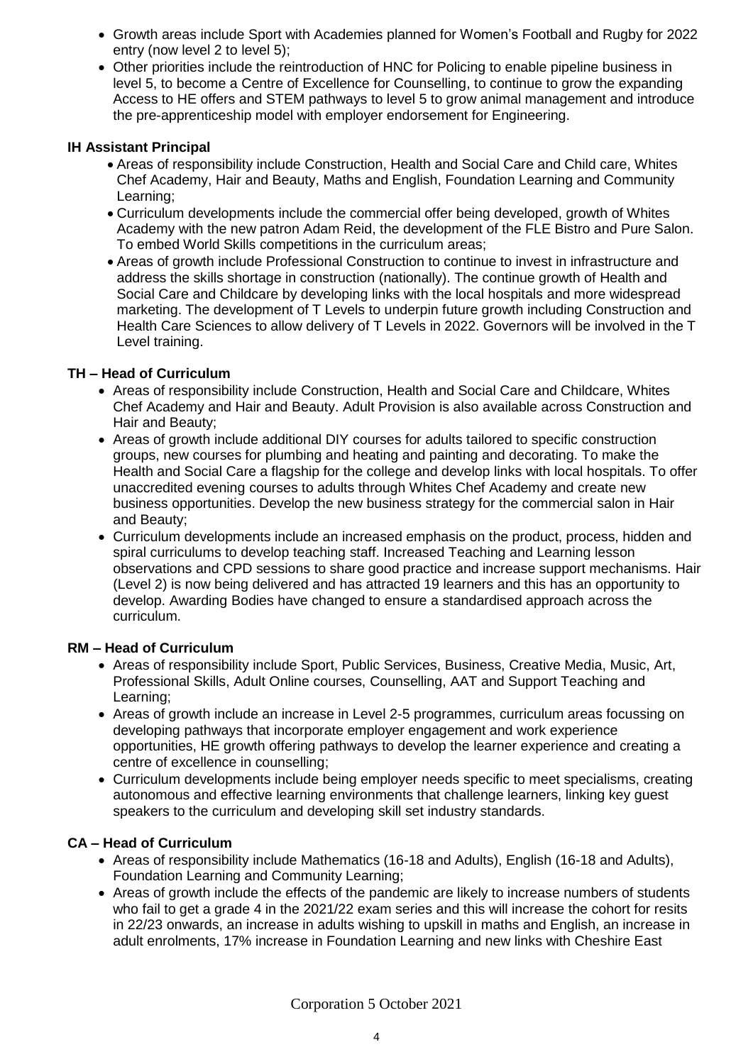- Growth areas include Sport with Academies planned for Women's Football and Rugby for 2022 entry (now level 2 to level 5);
- Other priorities include the reintroduction of HNC for Policing to enable pipeline business in level 5, to become a Centre of Excellence for Counselling, to continue to grow the expanding Access to HE offers and STEM pathways to level 5 to grow animal management and introduce the pre-apprenticeship model with employer endorsement for Engineering.

**IH Assistant Principal**

- Areas of responsibility include Construction, Health and Social Care and Child care, Whites Chef Academy, Hair and Beauty, Maths and English, Foundation Learning and Community Learning;
- Curriculum developments include the commercial offer being developed, growth of Whites Academy with the new patron Adam Reid, the development of the FLE Bistro and Pure Salon. To embed World Skills competitions in the curriculum areas;
- Areas of growth include Professional Construction to continue to invest in infrastructure and address the skills shortage in construction (nationally). The continue growth of Health and Social Care and Childcare by developing links with the local hospitals and more widespread marketing. The development of T Levels to underpin future growth including Construction and Health Care Sciences to allow delivery of T Levels in 2022. Governors will be involved in the T Level training.

**TH – Head of Curriculum**

- Areas of responsibility include Construction, Health and Social Care and Childcare, Whites Chef Academy and Hair and Beauty. Adult Provision is also available across Construction and Hair and Beauty;
- Areas of growth include additional DIY courses for adults tailored to specific construction groups, new courses for plumbing and heating and painting and decorating. To make the Health and Social Care a flagship for the college and develop links with local hospitals. To offer unaccredited evening courses to adults through Whites Chef Academy and create new business opportunities. Develop the new business strategy for the commercial salon in Hair and Beauty;
- Curriculum developments include an increased emphasis on the product, process, hidden and spiral curriculums to develop teaching staff. Increased Teaching and Learning lesson observations and CPD sessions to share good practice and increase support mechanisms. Hair (Level 2) is now being delivered and has attracted 19 learners and this has an opportunity to develop. Awarding Bodies have changed to ensure a standardised approach across the curriculum.

**RM – Head of Curriculum**

- Areas of responsibility include Sport, Public Services, Business, Creative Media, Music, Art, Professional Skills, Adult Online courses, Counselling, AAT and Support Teaching and Learning;
- Areas of growth include an increase in Level 2-5 programmes, curriculum areas focussing on developing pathways that incorporate employer engagement and work experience opportunities, HE growth offering pathways to develop the learner experience and creating a centre of excellence in counselling;
- Curriculum developments include being employer needs specific to meet specialisms, creating autonomous and effective learning environments that challenge learners, linking key guest speakers to the curriculum and developing skill set industry standards.

**CA – Head of Curriculum**

- Areas of responsibility include Mathematics (16-18 and Adults), English (16-18 and Adults), Foundation Learning and Community Learning;
- Areas of growth include the effects of the pandemic are likely to increase numbers of students who fail to get a grade 4 in the 2021/22 exam series and this will increase the cohort for resits in 22/23 onwards, an increase in adults wishing to upskill in maths and English, an increase in adult enrolments, 17% increase in Foundation Learning and new links with Cheshire East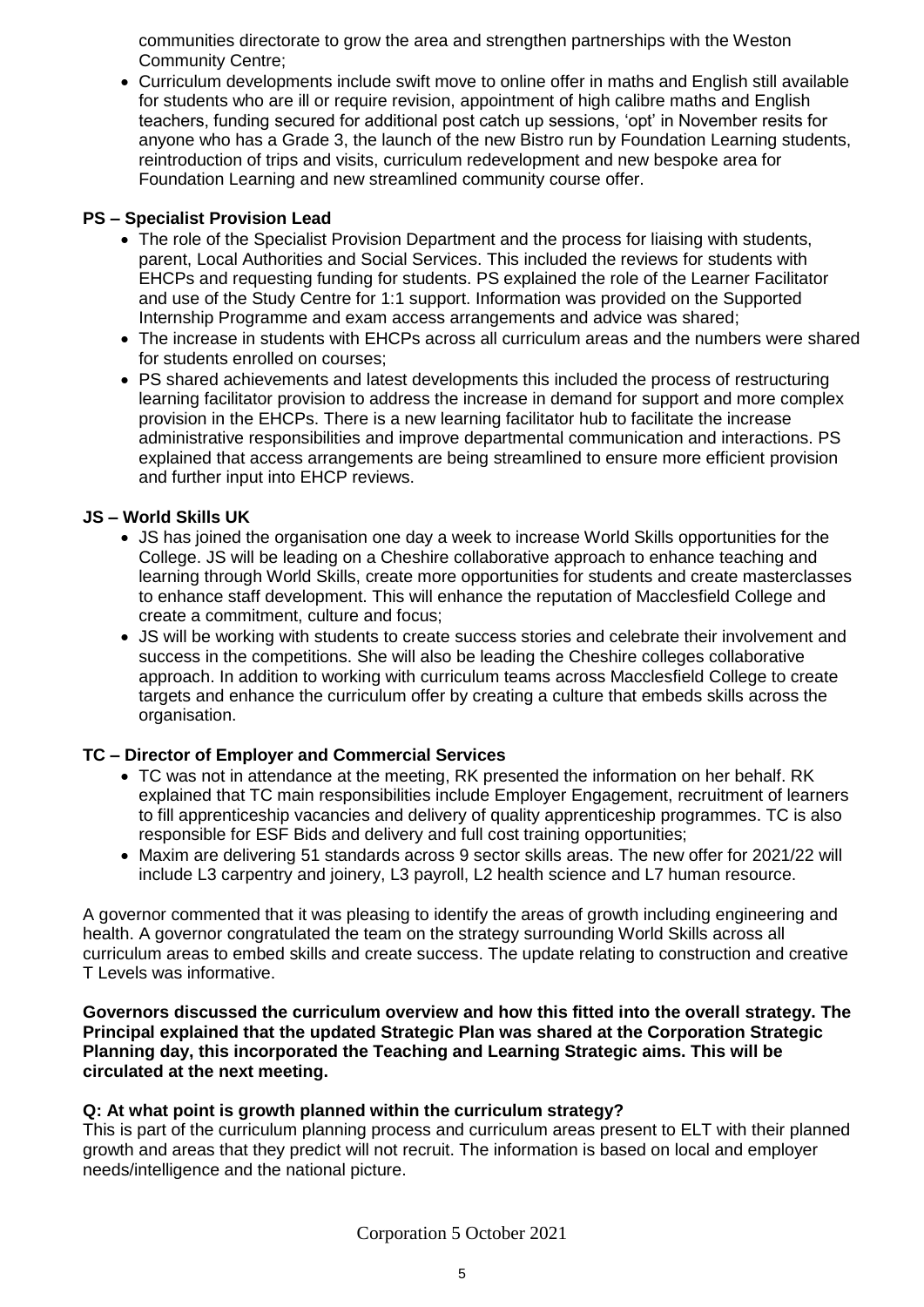communities directorate to grow the area and strengthen partnerships with the Weston Community Centre;

- Curriculum developments include swift move to online offer in maths and English still available for students who are ill or require revision, appointment of high calibre maths and English teachers, funding secured for additional post catch up sessions, 'opt' in November resits for anyone who has a Grade 3, the launch of the new Bistro run by Foundation Learning students, reintroduction of trips and visits, curriculum redevelopment and new bespoke area for Foundation Learning and new streamlined community course offer.

**PS – Specialist Provision Lead**

- The role of the Specialist Provision Department and the process for liaising with students, parent, Local Authorities and Social Services. This included the reviews for students with EHCPs and requesting funding for students. PS explained the role of the Learner Facilitator and use of the Study Centre for 1:1 support. Information was provided on the Supported Internship Programme and exam access arrangements and advice was shared;
- The increase in students with EHCPs across all curriculum areas and the numbers were shared for students enrolled on courses;
- PS shared achievements and latest developments this included the process of restructuring learning facilitator provision to address the increase in demand for support and more complex provision in the EHCPs. There is a new learning facilitator hub to facilitate the increase administrative responsibilities and improve departmental communication and interactions. PS explained that access arrangements are being streamlined to ensure more efficient provision and further input into EHCP reviews.

**JS – World Skills UK**

- JS has joined the organisation one day a week to increase World Skills opportunities for the College. JS will be leading on a Cheshire collaborative approach to enhance teaching and learning through World Skills, create more opportunities for students and create masterclasses to enhance staff development. This will enhance the reputation of Macclesfield College and create a commitment, culture and focus;
- JS will be working with students to create success stories and celebrate their involvement and success in the competitions. She will also be leading the Cheshire colleges collaborative approach. In addition to working with curriculum teams across Macclesfield College to create targets and enhance the curriculum offer by creating a culture that embeds skills across the organisation.

**TC – Director of Employer and Commercial Services**

- TC was not in attendance at the meeting, RK presented the information on her behalf. RK explained that TC main responsibilities include Employer Engagement, recruitment of learners to fill apprenticeship vacancies and delivery of quality apprenticeship programmes. TC is also responsible for ESF Bids and delivery and full cost training opportunities;
- Maxim are delivering 51 standards across 9 sector skills areas. The new offer for 2021/22 will include L3 carpentry and joinery, L3 payroll, L2 health science and L7 human resource.

A governor commented that it was pleasing to identify the areas of growth including engineering and health. A governor congratulated the team on the strategy surrounding World Skills across all curriculum areas to embed skills and create success. The update relating to construction and creative T Levels was informative.

**Governors discussed the curriculum overview and how this fitted into the overall strategy. The Principal explained that the updated Strategic Plan was shared at the Corporation Strategic Planning day, this incorporated the Teaching and Learning Strategic aims. This will be circulated at the next meeting.**

**Q: At what point is growth planned within the curriculum strategy?**

This is part of the curriculum planning process and curriculum areas present to ELT with their planned growth and areas that they predict will not recruit. The information is based on local and employer needs/intelligence and the national picture.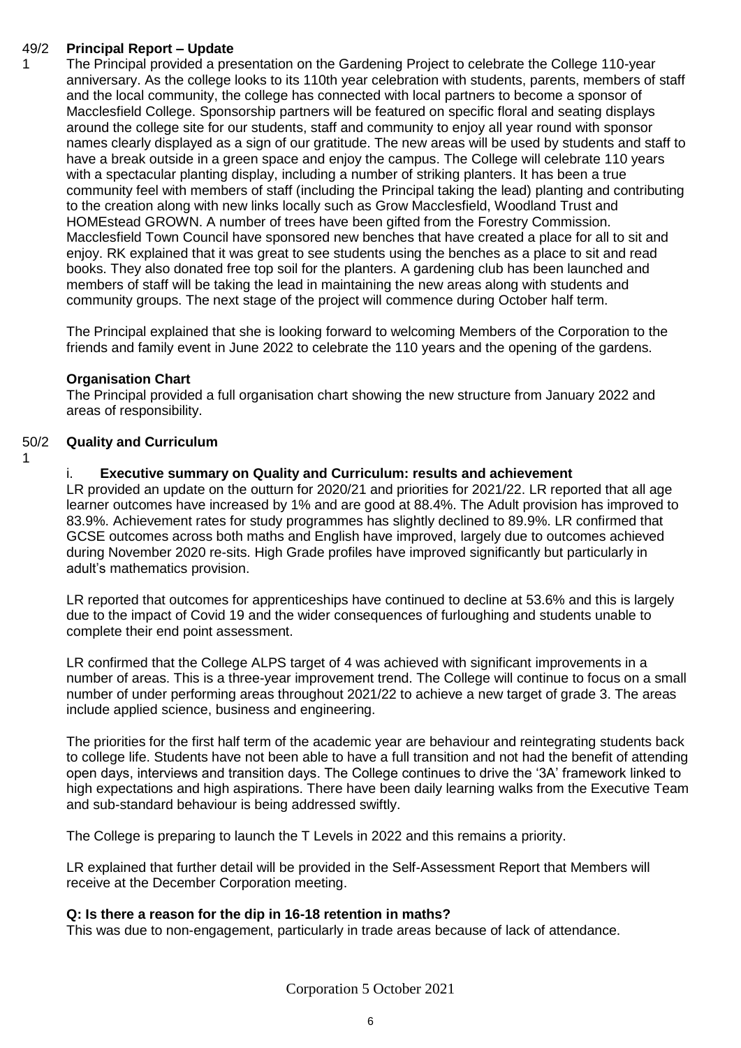**49/21 Principal Report – Update**

The Principal provided a presentation on the Gardening Project to celebrate the College 110-year anniversary. As the college looks to its 110th year celebration with students, parents, members of staff and the local community, the college has connected with local partners to become a sponsor of Macclesfield College. Sponsorship partners will be featured on specific floral and seating displays around the college site for our students, staff and community to enjoy all year round with sponsor names clearly displayed as a sign of our gratitude. The new areas will be used by students and staff to have a break outside in a green space and enjoy the campus. The College will celebrate 110 years with a spectacular planting display, including a number of striking planters. It has been a true community feel with members of staff (including the Principal taking the lead) planting and contributing to the creation along with new links locally such as Grow Macclesfield, Woodland Trust and HOMEstead GROWN. A number of trees have been gifted from the Forestry Commission. Macclesfield Town Council have sponsored new benches that have created a place for all to sit and enjoy. RK explained that it was great to see students using the benches as a place to sit and read books. They also donated free top soil for the planters. A gardening club has been launched and members of staff will be taking the lead in maintaining the new areas along with students and community groups. The next stage of the project will commence during October half term.

The Principal explained that she is looking forward to welcoming Members of the Corporation to the friends and family event in June 2022 to celebrate the 110 years and the opening of the gardens.

**Organisation Chart**

The Principal provided a full organisation chart showing the new structure from January 2022 and areas of responsibility.

**50/21 Quality and Curriculum**

i. **Executive summary on Quality and Curriculum: results and achievement**

LR provided an update on the outturn for 2020/21 and priorities for 2021/22. LR reported that all age learner outcomes have increased by 1% and are good at 88.4%. The Adult provision has improved to 83.9%. Achievement rates for study programmes has slightly declined to 89.9%. LR confirmed that GCSE outcomes across both maths and English have improved, largely due to outcomes achieved during November 2020 re-sits. High Grade profiles have improved significantly but particularly in adult's mathematics provision.

LR reported that outcomes for apprenticeships have continued to decline at 53.6% and this is largely due to the impact of Covid 19 and the wider consequences of furloughing and students unable to complete their end point assessment.

LR confirmed that the College ALPS target of 4 was achieved with significant improvements in a number of areas. This is a three-year improvement trend. The College will continue to focus on a small number of under performing areas throughout 2021/22 to achieve a new target of grade 3. The areas include applied science, business and engineering.

The priorities for the first half term of the academic year are behaviour and reintegrating students back to college life. Students have not been able to have a full transition and not had the benefit of attending open days, interviews and transition days. The College continues to drive the '3A' framework linked to high expectations and high aspirations. There have been daily learning walks from the Executive Team and sub-standard behaviour is being addressed swiftly.

The College is preparing to launch the T Levels in 2022 and this remains a priority.

LR explained that further detail will be provided in the Self-Assessment Report that Members will receive at the December Corporation meeting.

**Q: Is there a reason for the dip in 16-18 retention in maths?**

This was due to non-engagement, particularly in trade areas because of lack of attendance.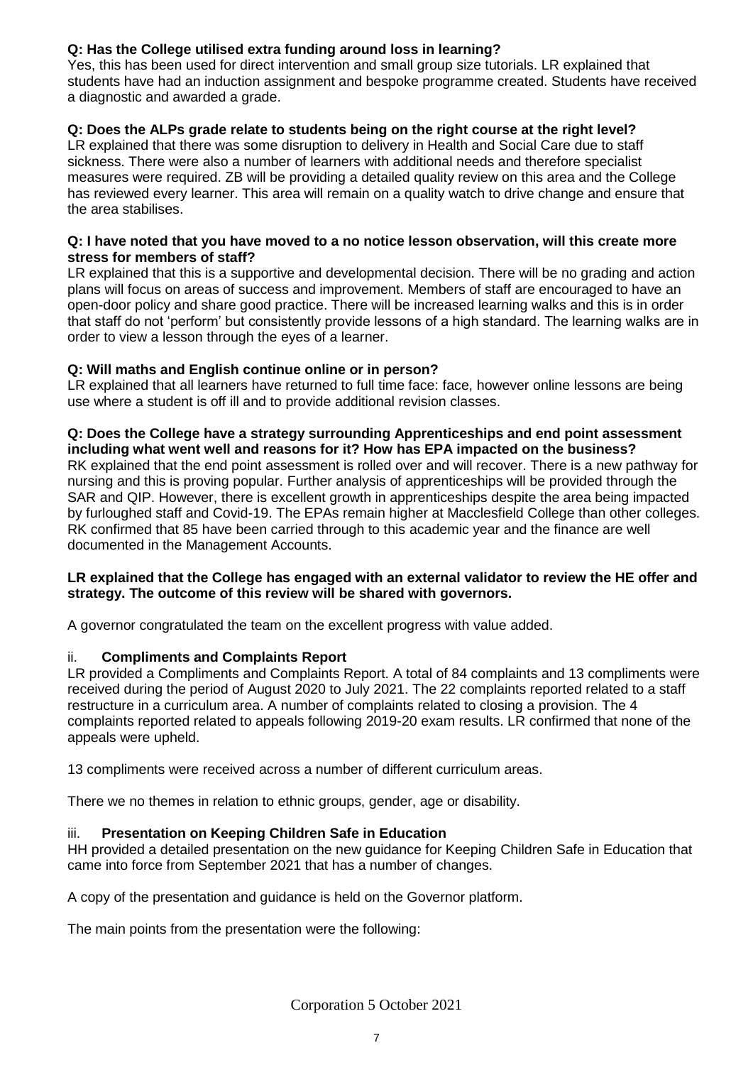**Q: Has the College utilised extra funding around loss in learning?**
Yes, this has been used for direct intervention and small group size tutorials. LR explained that students have had an induction assignment and bespoke programme created. Students have received a diagnostic and awarded a grade.

**Q: Does the ALPs grade relate to students being on the right course at the right level?**
LR explained that there was some disruption to delivery in Health and Social Care due to staff sickness. There were also a number of learners with additional needs and therefore specialist measures were required. ZB will be providing a detailed quality review on this area and the College has reviewed every learner. This area will remain on a quality watch to drive change and ensure that the area stabilises.

**Q: I have noted that you have moved to a no notice lesson observation, will this create more stress for members of staff?**
LR explained that this is a supportive and developmental decision. There will be no grading and action plans will focus on areas of success and improvement. Members of staff are encouraged to have an open-door policy and share good practice. There will be increased learning walks and this is in order that staff do not 'perform' but consistently provide lessons of a high standard. The learning walks are in order to view a lesson through the eyes of a learner.

**Q: Will maths and English continue online or in person?**
LR explained that all learners have returned to full time face: face, however online lessons are being use where a student is off ill and to provide additional revision classes.

**Q: Does the College have a strategy surrounding Apprenticeships and end point assessment including what went well and reasons for it? How has EPA impacted on the business?**
RK explained that the end point assessment is rolled over and will recover. There is a new pathway for nursing and this is proving popular. Further analysis of apprenticeships will be provided through the SAR and QIP. However, there is excellent growth in apprenticeships despite the area being impacted by furloughed staff and Covid-19. The EPAs remain higher at Macclesfield College than other colleges. RK confirmed that 85 have been carried through to this academic year and the finance are well documented in the Management Accounts.

**LR explained that the College has engaged with an external validator to review the HE offer and strategy. The outcome of this review will be shared with governors.**

A governor congratulated the team on the excellent progress with value added.

ii. **Compliments and Complaints Report**
LR provided a Compliments and Complaints Report. A total of 84 complaints and 13 compliments were received during the period of August 2020 to July 2021. The 22 complaints reported related to a staff restructure in a curriculum area. A number of complaints related to closing a provision. The 4 complaints reported related to appeals following 2019-20 exam results. LR confirmed that none of the appeals were upheld.

13 compliments were received across a number of different curriculum areas.

There we no themes in relation to ethnic groups, gender, age or disability.

iii. **Presentation on Keeping Children Safe in Education**
HH provided a detailed presentation on the new guidance for Keeping Children Safe in Education that came into force from September 2021 that has a number of changes.

A copy of the presentation and guidance is held on the Governor platform.

The main points from the presentation were the following: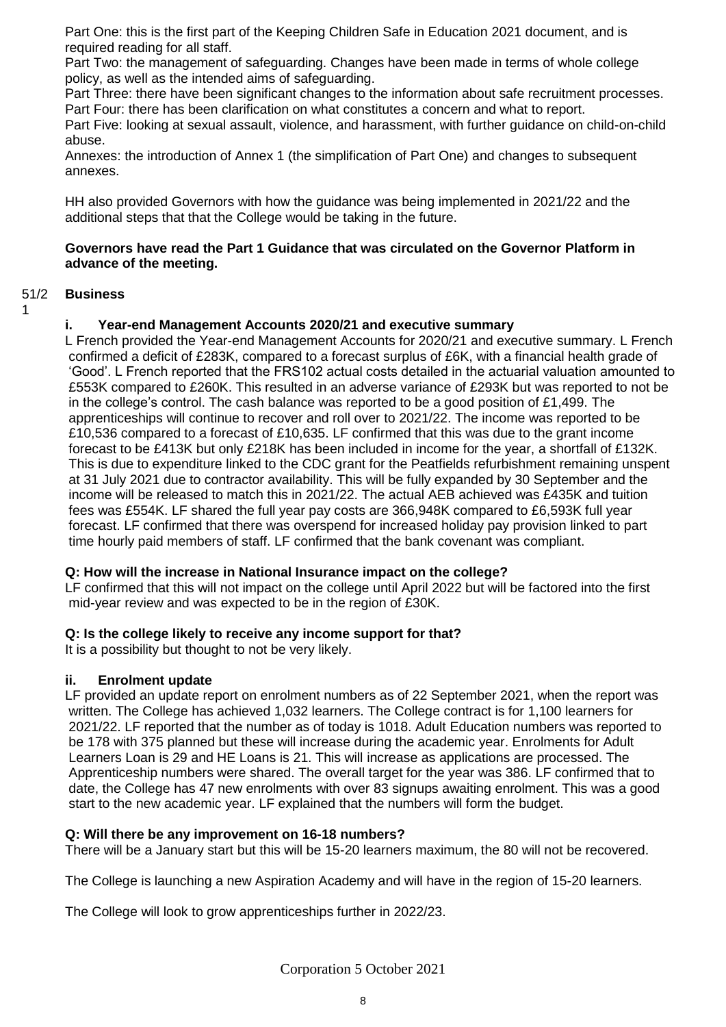Part One: this is the first part of the Keeping Children Safe in Education 2021 document, and is required reading for all staff.

Part Two: the management of safeguarding. Changes have been made in terms of whole college policy, as well as the intended aims of safeguarding.

Part Three: there have been significant changes to the information about safe recruitment processes.

Part Four: there has been clarification on what constitutes a concern and what to report.

Part Five: looking at sexual assault, violence, and harassment, with further guidance on child-on-child abuse.

Annexes: the introduction of Annex 1 (the simplification of Part One) and changes to subsequent annexes.

HH also provided Governors with how the guidance was being implemented in 2021/22 and the additional steps that that the College would be taking in the future.

**Governors have read the Part 1 Guidance that was circulated on the Governor Platform in advance of the meeting.**

51/21 **Business**

**i. Year-end Management Accounts 2020/21 and executive summary**

L French provided the Year-end Management Accounts for 2020/21 and executive summary. L French confirmed a deficit of £283K, compared to a forecast surplus of £6K, with a financial health grade of 'Good'. L French reported that the FRS102 actual costs detailed in the actuarial valuation amounted to £553K compared to £260K. This resulted in an adverse variance of £293K but was reported to not be in the college's control. The cash balance was reported to be a good position of £1,499. The apprenticeships will continue to recover and roll over to 2021/22. The income was reported to be £10,536 compared to a forecast of £10,635. LF confirmed that this was due to the grant income forecast to be £413K but only £218K has been included in income for the year, a shortfall of £132K. This is due to expenditure linked to the CDC grant for the Peatfields refurbishment remaining unspent at 31 July 2021 due to contractor availability. This will be fully expanded by 30 September and the income will be released to match this in 2021/22. The actual AEB achieved was £435K and tuition fees was £554K. LF shared the full year pay costs are 366,948K compared to £6,593K full year forecast. LF confirmed that there was overspend for increased holiday pay provision linked to part time hourly paid members of staff. LF confirmed that the bank covenant was compliant.

**Q: How will the increase in National Insurance impact on the college?**

LF confirmed that this will not impact on the college until April 2022 but will be factored into the first mid-year review and was expected to be in the region of £30K.

**Q: Is the college likely to receive any income support for that?**

It is a possibility but thought to not be very likely.

**ii. Enrolment update**

LF provided an update report on enrolment numbers as of 22 September 2021, when the report was written. The College has achieved 1,032 learners. The College contract is for 1,100 learners for 2021/22. LF reported that the number as of today is 1018. Adult Education numbers was reported to be 178 with 375 planned but these will increase during the academic year. Enrolments for Adult Learners Loan is 29 and HE Loans is 21. This will increase as applications are processed. The Apprenticeship numbers were shared. The overall target for the year was 386. LF confirmed that to date, the College has 47 new enrolments with over 83 signups awaiting enrolment. This was a good start to the new academic year. LF explained that the numbers will form the budget.

**Q: Will there be any improvement on 16-18 numbers?**

There will be a January start but this will be 15-20 learners maximum, the 80 will not be recovered.

The College is launching a new Aspiration Academy and will have in the region of 15-20 learners.

The College will look to grow apprenticeships further in 2022/23.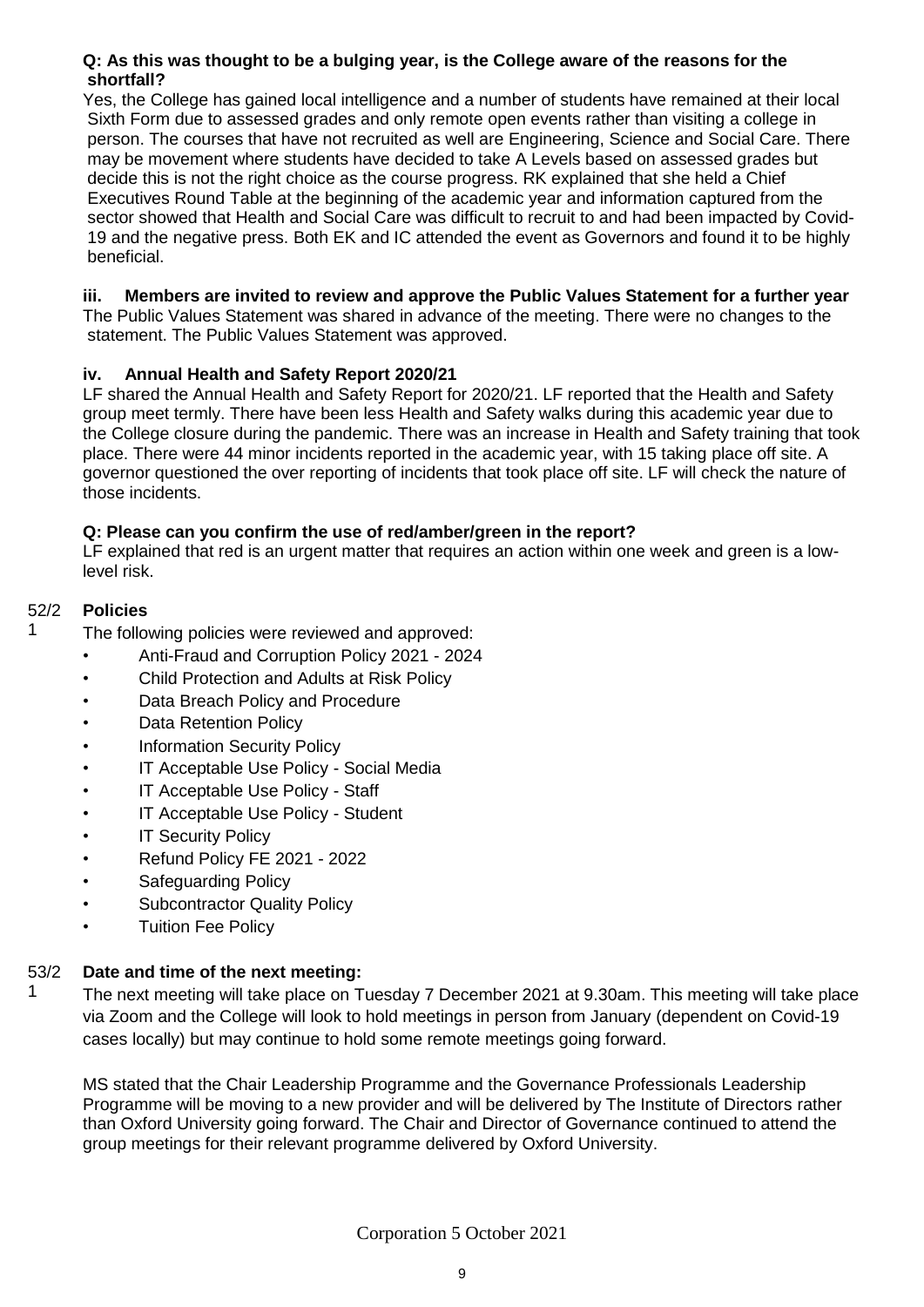**Q: As this was thought to be a bulging year, is the College aware of the reasons for the shortfall?**

Yes, the College has gained local intelligence and a number of students have remained at their local Sixth Form due to assessed grades and only remote open events rather than visiting a college in person. The courses that have not recruited as well are Engineering, Science and Social Care. There may be movement where students have decided to take A Levels based on assessed grades but decide this is not the right choice as the course progress. RK explained that she held a Chief Executives Round Table at the beginning of the academic year and information captured from the sector showed that Health and Social Care was difficult to recruit to and had been impacted by Covid-19 and the negative press. Both EK and IC attended the event as Governors and found it to be highly beneficial.

**iii. Members are invited to review and approve the Public Values Statement for a further year**

The Public Values Statement was shared in advance of the meeting. There were no changes to the statement. The Public Values Statement was approved.

**iv. Annual Health and Safety Report 2020/21**

LF shared the Annual Health and Safety Report for 2020/21. LF reported that the Health and Safety group meet termly. There have been less Health and Safety walks during this academic year due to the College closure during the pandemic. There was an increase in Health and Safety training that took place. There were 44 minor incidents reported in the academic year, with 15 taking place off site. A governor questioned the over reporting of incidents that took place off site. LF will check the nature of those incidents.

**Q: Please can you confirm the use of red/amber/green in the report?**

LF explained that red is an urgent matter that requires an action within one week and green is a low-level risk.

**52/21 Policies**

The following policies were reviewed and approved:

- Anti-Fraud and Corruption Policy 2021 - 2024
- Child Protection and Adults at Risk Policy
- Data Breach Policy and Procedure
- Data Retention Policy
- Information Security Policy
- IT Acceptable Use Policy - Social Media
- IT Acceptable Use Policy - Staff
- IT Acceptable Use Policy - Student
- IT Security Policy
- Refund Policy FE 2021 - 2022
- Safeguarding Policy
- Subcontractor Quality Policy
- Tuition Fee Policy

**53/21 Date and time of the next meeting:**

The next meeting will take place on Tuesday 7 December 2021 at 9.30am. This meeting will take place via Zoom and the College will look to hold meetings in person from January (dependent on Covid-19 cases locally) but may continue to hold some remote meetings going forward.

MS stated that the Chair Leadership Programme and the Governance Professionals Leadership Programme will be moving to a new provider and will be delivered by The Institute of Directors rather than Oxford University going forward. The Chair and Director of Governance continued to attend the group meetings for their relevant programme delivered by Oxford University.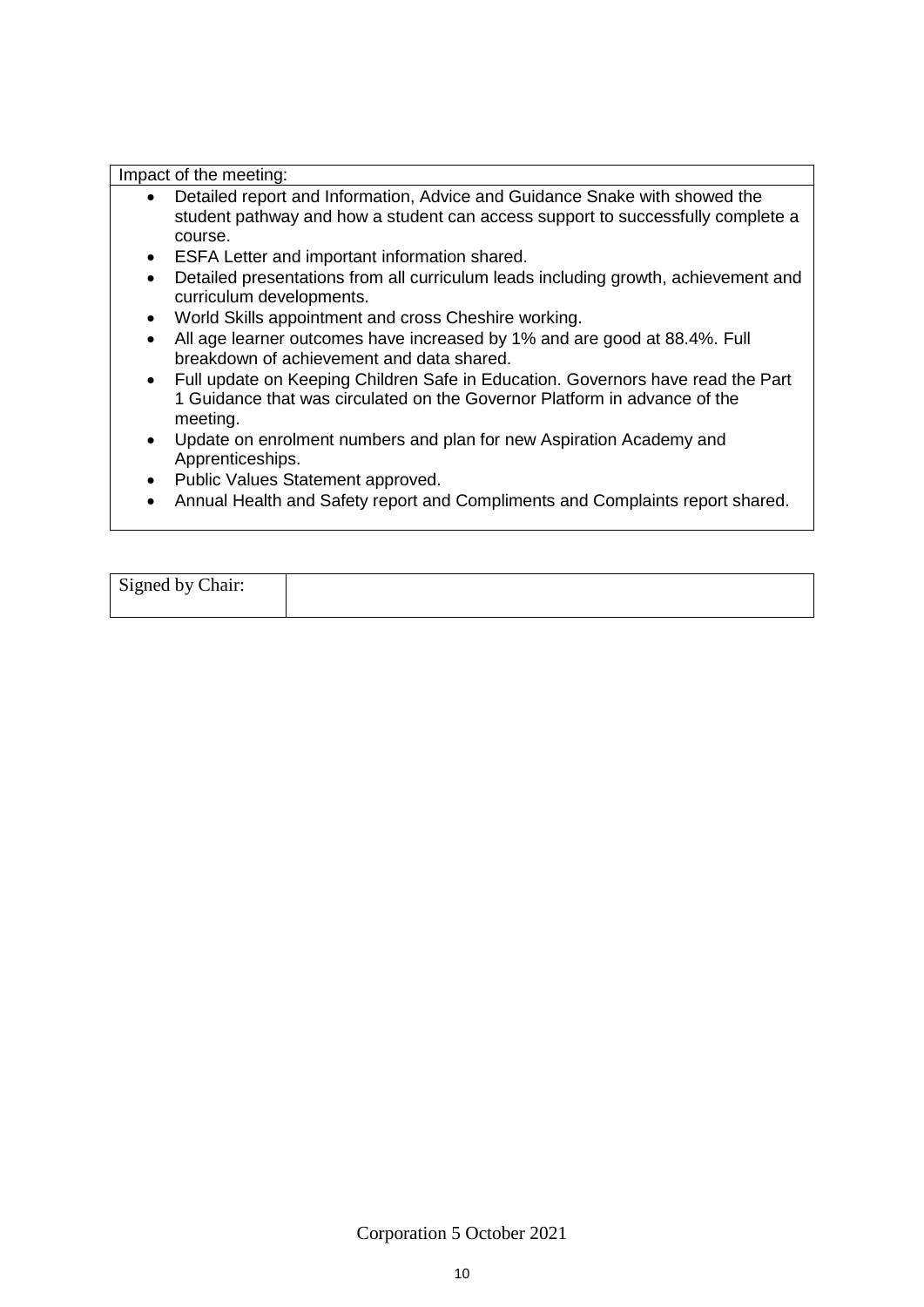Impact of the meeting:

- Detailed report and Information, Advice and Guidance Snake with showed the student pathway and how a student can access support to successfully complete a course.
- ESFA Letter and important information shared.
- Detailed presentations from all curriculum leads including growth, achievement and curriculum developments.
- World Skills appointment and cross Cheshire working.
- All age learner outcomes have increased by 1% and are good at 88.4%. Full breakdown of achievement and data shared.
- Full update on Keeping Children Safe in Education. Governors have read the Part 1 Guidance that was circulated on the Governor Platform in advance of the meeting.
- Update on enrolment numbers and plan for new Aspiration Academy and Apprenticeships.
- Public Values Statement approved.
- Annual Health and Safety report and Compliments and Complaints report shared.

| | |
|---|---|
| Signed by Chair: | |

Corporation 5 October 2021